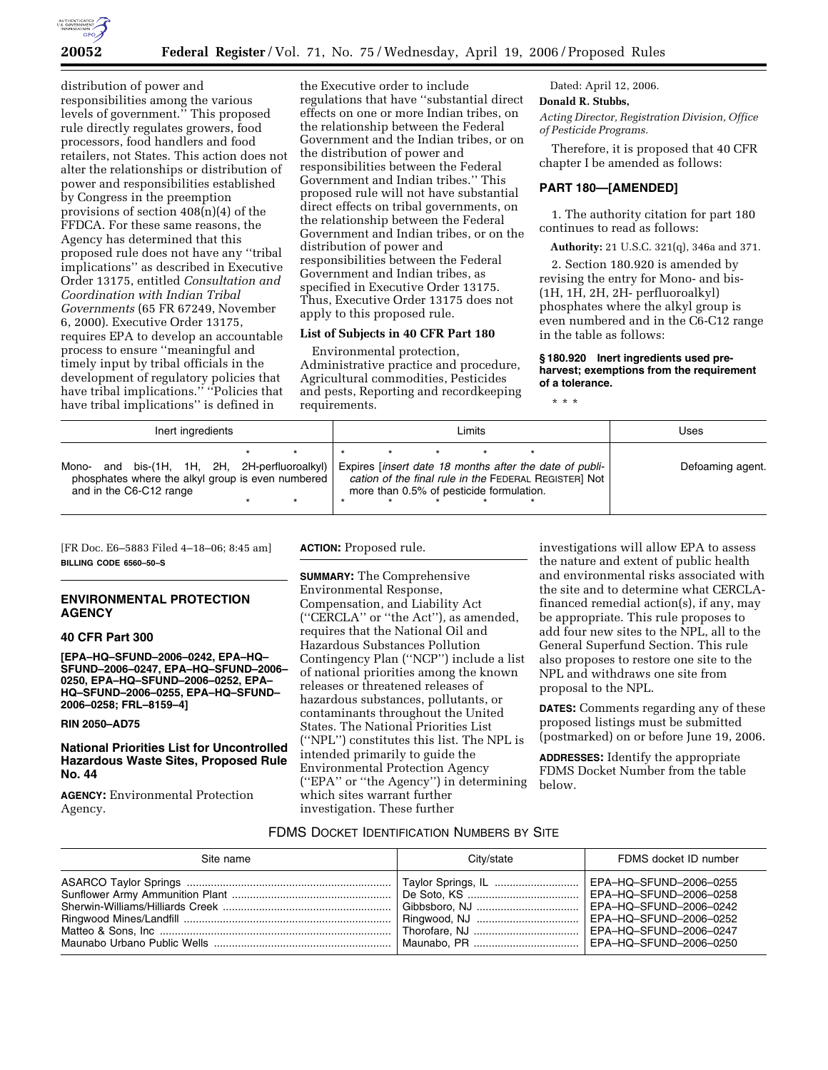distribution of power and responsibilities among the various levels of government.'' This proposed rule directly regulates growers, food processors, food handlers and food retailers, not States. This action does not alter the relationships or distribution of power and responsibilities established by Congress in the preemption provisions of section 408(n)(4) of the FFDCA. For these same reasons, the Agency has determined that this proposed rule does not have any ''tribal implications'' as described in Executive Order 13175, entitled *Consultation and Coordination with Indian Tribal Governments* (65 FR 67249, November 6, 2000). Executive Order 13175, requires EPA to develop an accountable process to ensure ''meaningful and timely input by tribal officials in the development of regulatory policies that have tribal implications.'' ''Policies that have tribal implications'' is defined in the Executive order to include regulations that have ''substantial direct effects on one or more Indian tribes, on the relationship between the Federal Government and the Indian tribes, or on the distribution of power and responsibilities between the Federal Government and Indian tribes.'' This proposed rule will not have substantial direct effects on tribal governments, on the relationship between the Federal Government and Indian tribes, or on the distribution of power and responsibilities between the Federal Government and Indian tribes, as specified in Executive Order 13175. Thus, Executive Order 13175 does not apply to this proposed rule.

## List of Subjects in 40 CFR Part 180

Environmental protection, Administrative practice and procedure, Agricultural commodities, Pesticides and pests, Reporting and recordkeeping requirements.

Dated: April 12, 2006.

**Donald R. Stubbs,**

*Acting Director, Registration Division, Office of Pesticide Programs.*

Therefore, it is proposed that 40 CFR chapter I be amended as follows:

## PART 180—[AMENDED]

1. The authority citation for part 180 continues to read as follows:

**Authority:** 21 U.S.C. 321(q), 346a and 371.

2. Section 180.920 is amended by revising the entry for Mono- and bis-(1H, 1H, 2H, 2H- perfluoroalkyl) phosphates where the alkyl group is even numbered and in the C6-C12 range in the table as follows:

### § 180.920 Inert ingredients used pre-harvest; exemptions from the requirement of a tolerance.

\* \* \*

| Inert ingredients | Limits | Uses |
|---|---|---|
| \* \* | \* \* \* \* \* | |
| Mono- and bis-(1H, 1H, 2H, 2H-perfluoroalkyl) phosphates where the alkyl group is even numbered and in the C6-C12 range | Expires [*insert date 18 months after the date of publication of the final rule in the* FEDERAL REGISTER] Not more than 0.5% of pesticide formulation. | Defoaming agent. |
| \* \* | \* \* \* \* \* | |

[FR Doc. E6–5883 Filed 4–18–06; 8:45 am]

**BILLING CODE 6560–50–S**

## ENVIRONMENTAL PROTECTION AGENCY

### 40 CFR Part 300

**[EPA–HQ–SFUND–2006–0242, EPA–HQ–SFUND–2006–0247, EPA–HQ–SFUND–2006–0250, EPA–HQ–SFUND–2006–0252, EPA–HQ–SFUND–2006–0255, EPA–HQ–SFUND–2006–0258; FRL–8159–4]**

**RIN 2050–AD75**

## National Priorities List for Uncontrolled Hazardous Waste Sites, Proposed Rule No. 44

**AGENCY:** Environmental Protection Agency.

**ACTION:** Proposed rule.

**SUMMARY:** The Comprehensive Environmental Response, Compensation, and Liability Act (''CERCLA'' or ''the Act''), as amended, requires that the National Oil and Hazardous Substances Pollution Contingency Plan (''NCP'') include a list of national priorities among the known releases or threatened releases of hazardous substances, pollutants, or contaminants throughout the United States. The National Priorities List (''NPL'') constitutes this list. The NPL is intended primarily to guide the Environmental Protection Agency (''EPA'' or ''the Agency'') in determining which sites warrant further investigation. These further investigations will allow EPA to assess the nature and extent of public health and environmental risks associated with the site and to determine what CERCLA-financed remedial action(s), if any, may be appropriate. This rule proposes to add four new sites to the NPL, all to the General Superfund Section. This rule also proposes to restore one site to the NPL and withdraws one site from proposal to the NPL.

**DATES:** Comments regarding any of these proposed listings must be submitted (postmarked) on or before June 19, 2006.

**ADDRESSES:** Identify the appropriate FDMS Docket Number from the table below.

FDMS DOCKET IDENTIFICATION NUMBERS BY SITE

| Site name | City/state | FDMS docket ID number |
|---|---|---|
| ASARCO Taylor Springs | Taylor Springs, IL | EPA–HQ–SFUND–2006–0255 |
| Sunflower Army Ammunition Plant | De Soto, KS | EPA–HQ–SFUND–2006–0258 |
| Sherwin-Williams/Hilliards Creek | Gibbsboro, NJ | EPA–HQ–SFUND–2006–0242 |
| Ringwood Mines/Landfill | Ringwood, NJ | EPA–HQ–SFUND–2006–0252 |
| Matteo & Sons, Inc | Thorofare, NJ | EPA–HQ–SFUND–2006–0247 |
| Maunabo Urbano Public Wells | Maunabo, PR | EPA–HQ–SFUND–2006–0250 |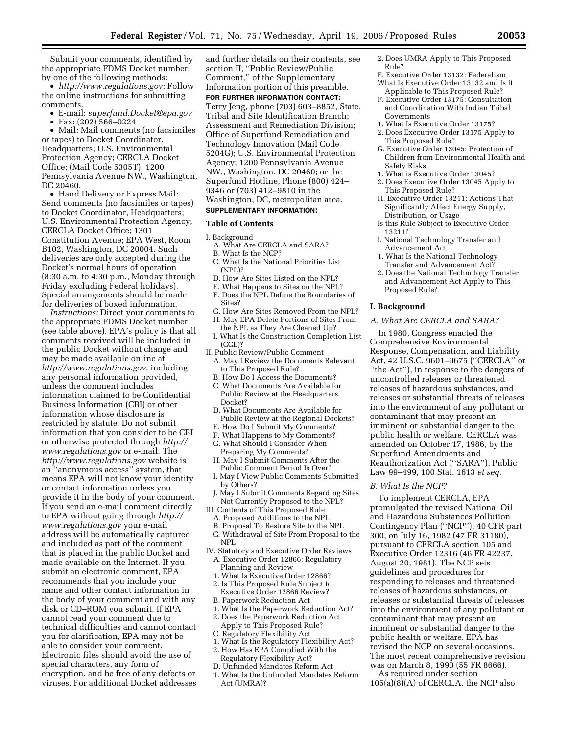Submit your comments, identified by the appropriate FDMS Docket number, by one of the following methods:

- *http://www.regulations.gov:* Follow the online instructions for submitting comments.
- E-mail: *superfund.Docket@epa.gov*
- Fax: (202) 566–0224
- Mail: Mail comments (no facsimiles or tapes) to Docket Coordinator, Headquarters; U.S. Environmental Protection Agency; CERCLA Docket Office; (Mail Code 5305T); 1200 Pennsylvania Avenue NW., Washington, DC 20460.
- Hand Delivery or Express Mail: Send comments (no facsimiles or tapes) to Docket Coordinator, Headquarters; U.S. Environmental Protection Agency; CERCLA Docket Office; 1301 Constitution Avenue; EPA West, Room B102, Washington, DC 20004. Such deliveries are only accepted during the Docket's normal hours of operation (8:30 a.m. to 4:30 p.m., Monday through Friday excluding Federal holidays). Special arrangements should be made for deliveries of boxed information.

*Instructions:* Direct your comments to the appropriate FDMS Docket number (see table above). EPA's policy is that all comments received will be included in the public Docket without change and may be made available online at *http://www.regulations.gov,* including any personal information provided, unless the comment includes information claimed to be Confidential Business Information (CBI) or other information whose disclosure is restricted by statute. Do not submit information that you consider to be CBI or otherwise protected through *http://www.regulations.gov* or e-mail. The *http://www.regulations.gov* website is an ''anonymous access'' system, that means EPA will not know your identity or contact information unless you provide it in the body of your comment. If you send an e-mail comment directly to EPA without going through *http://www.regulations.gov* your e-mail address will be automatically captured and included as part of the comment that is placed in the public Docket and made available on the Internet. If you submit an electronic comment, EPA recommends that you include your name and other contact information in the body of your comment and with any disk or CD–ROM you submit. If EPA cannot read your comment due to technical difficulties and cannot contact you for clarification, EPA may not be able to consider your comment. Electronic files should avoid the use of special characters, any form of encryption, and be free of any defects or viruses. For additional Docket addresses and further details on their contents, see section II, ''Public Review/Public Comment,'' of the Supplementary Information portion of this preamble.

**FOR FURTHER INFORMATION CONTACT:** Terry Jeng, phone (703) 603–8852, State, Tribal and Site Identification Branch; Assessment and Remediation Division; Office of Superfund Remediation and Technology Innovation (Mail Code 5204G); U.S. Environmental Protection Agency; 1200 Pennsylvania Avenue NW., Washington, DC 20460; or the Superfund Hotline, Phone (800) 424–9346 or (703) 412–9810 in the Washington, DC, metropolitan area.

**SUPPLEMENTARY INFORMATION:**

## Table of Contents

I. Background
- A. What Are CERCLA and SARA?
- B. What Is the NCP?
- C. What Is the National Priorities List (NPL)?
- D. How Are Sites Listed on the NPL?
- E. What Happens to Sites on the NPL?
- F. Does the NPL Define the Boundaries of Sites?
- G. How Are Sites Removed From the NPL?
- H. May EPA Delete Portions of Sites From the NPL as They Are Cleaned Up?
- I. What Is the Construction Completion List (CCL)?

II. Public Review/Public Comment
- A. May I Review the Documents Relevant to This Proposed Rule?
- B. How Do I Access the Documents?
- C. What Documents Are Available for Public Review at the Headquarters Docket?
- D. What Documents Are Available for Public Review at the Regional Dockets?
- E. How Do I Submit My Comments?
- F. What Happens to My Comments?
- G. What Should I Consider When Preparing My Comments?
- H. May I Submit Comments After the Public Comment Period Is Over?
- I. May I View Public Comments Submitted by Others?
- J. May I Submit Comments Regarding Sites Not Currently Proposed to the NPL?

III. Contents of This Proposed Rule
- A. Proposed Additions to the NPL
- B. Proposal To Restore Site to the NPL
- C. Withdrawal of Site From Proposal to the NPL

IV. Statutory and Executive Order Reviews
- A. Executive Order 12866: Regulatory Planning and Review
  1. What Is Executive Order 12866?
  2. Is This Proposed Rule Subject to Executive Order 12866 Review?
- B. Paperwork Reduction Act
  1. What Is the Paperwork Reduction Act?
  2. Does the Paperwork Reduction Act Apply to This Proposed Rule?
- C. Regulatory Flexibility Act
  1. What Is the Regulatory Flexibility Act?
  2. How Has EPA Complied With the Regulatory Flexibility Act?
- D. Unfunded Mandates Reform Act
  1. What Is the Unfunded Mandates Reform Act (UMRA)?
  2. Does UMRA Apply to This Proposed Rule?
- E. Executive Order 13132: Federalism
  What Is Executive Order 13132 and Is It Applicable to This Proposed Rule?
- F. Executive Order 13175: Consultation and Coordination With Indian Tribal Governments
  1. What Is Executive Order 13175?
  2. Does Executive Order 13175 Apply to This Proposed Rule?
- G. Executive Order 13045: Protection of Children from Environmental Health and Safety Risks
  1. What is Executive Order 13045?
  2. Does Executive Order 13045 Apply to This Proposed Rule?
- H. Executive Order 13211: Actions That Significantly Affect Energy Supply, Distribution, or Usage
  Is this Rule Subject to Executive Order 13211?
- I. National Technology Transfer and Advancement Act
  1. What Is the National Technology Transfer and Advancement Act?
  2. Does the National Technology Transfer and Advancement Act Apply to This Proposed Rule?

## I. Background

### *A. What Are CERCLA and SARA?*

In 1980, Congress enacted the Comprehensive Environmental Response, Compensation, and Liability Act, 42 U.S.C. 9601–9675 (''CERCLA'' or ''the Act''), in response to the dangers of uncontrolled releases or threatened releases of hazardous substances, and releases or substantial threats of releases into the environment of any pollutant or contaminant that may present an imminent or substantial danger to the public health or welfare. CERCLA was amended on October 17, 1986, by the Superfund Amendments and Reauthorization Act (''SARA''), Public Law 99–499, 100 Stat. 1613 *et seq.*

### *B. What Is the NCP?*

To implement CERCLA, EPA promulgated the revised National Oil and Hazardous Substances Pollution Contingency Plan (''NCP''), 40 CFR part 300, on July 16, 1982 (47 FR 31180), pursuant to CERCLA section 105 and Executive Order 12316 (46 FR 42237, August 20, 1981). The NCP sets guidelines and procedures for responding to releases and threatened releases of hazardous substances, or releases or substantial threats of releases into the environment of any pollutant or contaminant that may present an imminent or substantial danger to the public health or welfare. EPA has revised the NCP on several occasions. The most recent comprehensive revision was on March 8, 1990 (55 FR 8666).

As required under section 105(a)(8)(A) of CERCLA, the NCP also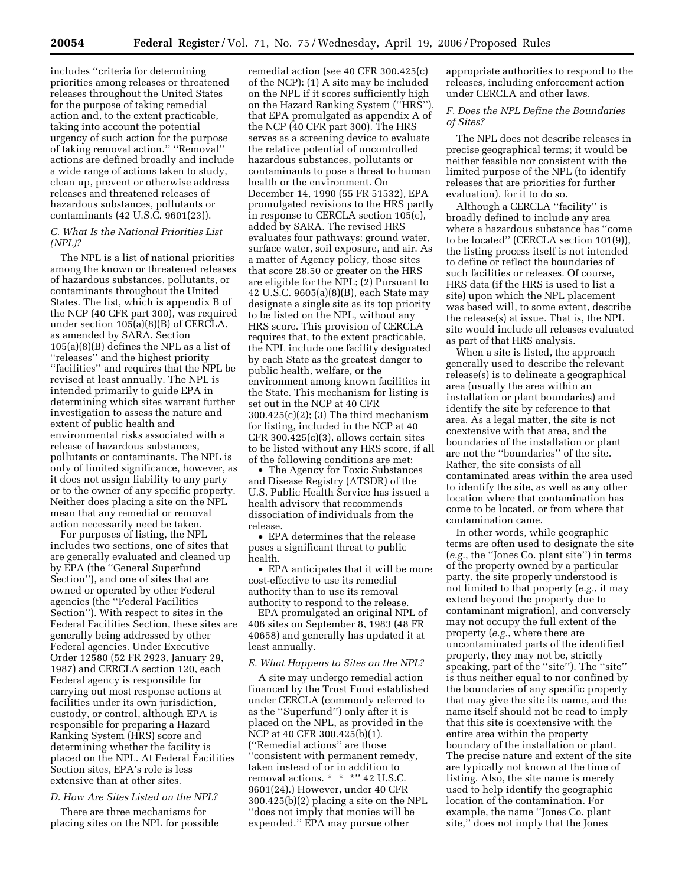includes ''criteria for determining priorities among releases or threatened releases throughout the United States for the purpose of taking remedial action and, to the extent practicable, taking into account the potential urgency of such action for the purpose of taking removal action.'' ''Removal'' actions are defined broadly and include a wide range of actions taken to study, clean up, prevent or otherwise address releases and threatened releases of hazardous substances, pollutants or contaminants (42 U.S.C. 9601(23)).

### *C. What Is the National Priorities List (NPL)?*

The NPL is a list of national priorities among the known or threatened releases of hazardous substances, pollutants, or contaminants throughout the United States. The list, which is appendix B of the NCP (40 CFR part 300), was required under section 105(a)(8)(B) of CERCLA, as amended by SARA. Section 105(a)(8)(B) defines the NPL as a list of ''releases'' and the highest priority ''facilities'' and requires that the NPL be revised at least annually. The NPL is intended primarily to guide EPA in determining which sites warrant further investigation to assess the nature and extent of public health and environmental risks associated with a release of hazardous substances, pollutants or contaminants. The NPL is only of limited significance, however, as it does not assign liability to any party or to the owner of any specific property. Neither does placing a site on the NPL mean that any remedial or removal action necessarily need be taken.

For purposes of listing, the NPL includes two sections, one of sites that are generally evaluated and cleaned up by EPA (the ''General Superfund Section''), and one of sites that are owned or operated by other Federal agencies (the ''Federal Facilities Section''). With respect to sites in the Federal Facilities Section, these sites are generally being addressed by other Federal agencies. Under Executive Order 12580 (52 FR 2923, January 29, 1987) and CERCLA section 120, each Federal agency is responsible for carrying out most response actions at facilities under its own jurisdiction, custody, or control, although EPA is responsible for preparing a Hazard Ranking System (HRS) score and determining whether the facility is placed on the NPL. At Federal Facilities Section sites, EPA's role is less extensive than at other sites.

### *D. How Are Sites Listed on the NPL?*

There are three mechanisms for placing sites on the NPL for possible remedial action (see 40 CFR 300.425(c) of the NCP): (1) A site may be included on the NPL if it scores sufficiently high on the Hazard Ranking System (''HRS''), that EPA promulgated as appendix A of the NCP (40 CFR part 300). The HRS serves as a screening device to evaluate the relative potential of uncontrolled hazardous substances, pollutants or contaminants to pose a threat to human health or the environment. On December 14, 1990 (55 FR 51532), EPA promulgated revisions to the HRS partly in response to CERCLA section 105(c), added by SARA. The revised HRS evaluates four pathways: ground water, surface water, soil exposure, and air. As a matter of Agency policy, those sites that score 28.50 or greater on the HRS are eligible for the NPL; (2) Pursuant to 42 U.S.C. 9605(a)(8)(B), each State may designate a single site as its top priority to be listed on the NPL, without any HRS score. This provision of CERCLA requires that, to the extent practicable, the NPL include one facility designated by each State as the greatest danger to public health, welfare, or the environment among known facilities in the State. This mechanism for listing is set out in the NCP at 40 CFR 300.425(c)(2); (3) The third mechanism for listing, included in the NCP at 40 CFR 300.425(c)(3), allows certain sites to be listed without any HRS score, if all of the following conditions are met:

- The Agency for Toxic Substances and Disease Registry (ATSDR) of the U.S. Public Health Service has issued a health advisory that recommends dissociation of individuals from the release.
- EPA determines that the release poses a significant threat to public health.
- EPA anticipates that it will be more cost-effective to use its remedial authority than to use its removal authority to respond to the release.

EPA promulgated an original NPL of 406 sites on September 8, 1983 (48 FR 40658) and generally has updated it at least annually.

### *E. What Happens to Sites on the NPL?*

A site may undergo remedial action financed by the Trust Fund established under CERCLA (commonly referred to as the ''Superfund'') only after it is placed on the NPL, as provided in the NCP at 40 CFR 300.425(b)(1). (''Remedial actions'' are those ''consistent with permanent remedy, taken instead of or in addition to removal actions. * * *'' 42 U.S.C. 9601(24).) However, under 40 CFR 300.425(b)(2) placing a site on the NPL ''does not imply that monies will be expended.'' EPA may pursue other appropriate authorities to respond to the releases, including enforcement action under CERCLA and other laws.

### *F. Does the NPL Define the Boundaries of Sites?*

The NPL does not describe releases in precise geographical terms; it would be neither feasible nor consistent with the limited purpose of the NPL (to identify releases that are priorities for further evaluation), for it to do so.

Although a CERCLA ''facility'' is broadly defined to include any area where a hazardous substance has ''come to be located'' (CERCLA section 101(9)), the listing process itself is not intended to define or reflect the boundaries of such facilities or releases. Of course, HRS data (if the HRS is used to list a site) upon which the NPL placement was based will, to some extent, describe the release(s) at issue. That is, the NPL site would include all releases evaluated as part of that HRS analysis.

When a site is listed, the approach generally used to describe the relevant release(s) is to delineate a geographical area (usually the area within an installation or plant boundaries) and identify the site by reference to that area. As a legal matter, the site is not coextensive with that area, and the boundaries of the installation or plant are not the ''boundaries'' of the site. Rather, the site consists of all contaminated areas within the area used to identify the site, as well as any other location where that contamination has come to be located, or from where that contamination came.

In other words, while geographic terms are often used to designate the site (*e.g.*, the ''Jones Co. plant site'') in terms of the property owned by a particular party, the site properly understood is not limited to that property (*e.g.*, it may extend beyond the property due to contaminant migration), and conversely may not occupy the full extent of the property (*e.g.*, where there are uncontaminated parts of the identified property, they may not be, strictly speaking, part of the ''site''). The ''site'' is thus neither equal to nor confined by the boundaries of any specific property that may give the site its name, and the name itself should not be read to imply that this site is coextensive with the entire area within the property boundary of the installation or plant. The precise nature and extent of the site are typically not known at the time of listing. Also, the site name is merely used to help identify the geographic location of the contamination. For example, the name ''Jones Co. plant site,'' does not imply that the Jones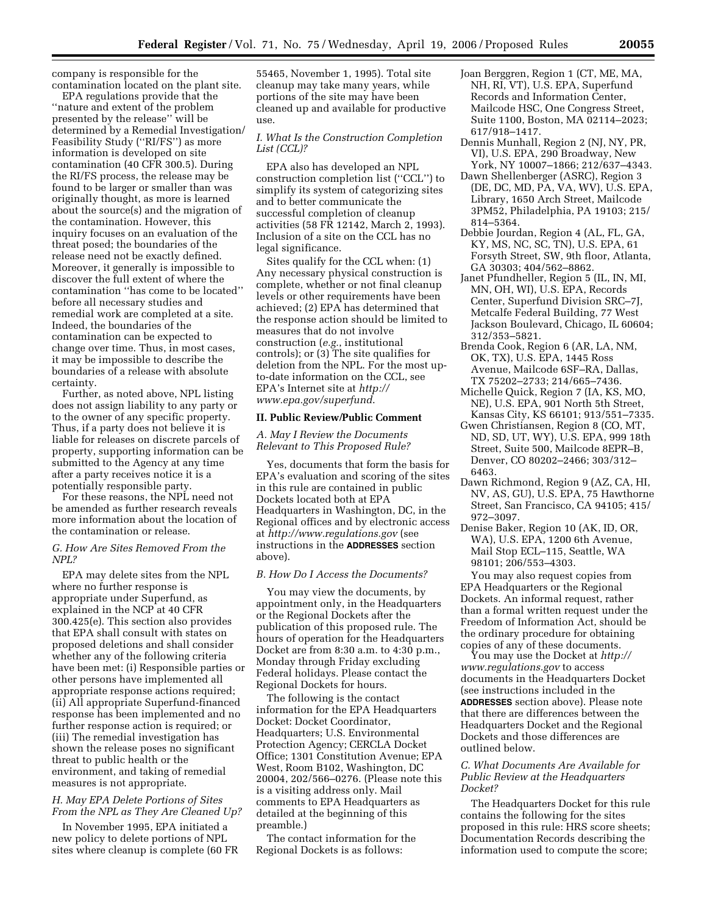company is responsible for the contamination located on the plant site.

EPA regulations provide that the ''nature and extent of the problem presented by the release'' will be determined by a Remedial Investigation/Feasibility Study (''RI/FS'') as more information is developed on site contamination (40 CFR 300.5). During the RI/FS process, the release may be found to be larger or smaller than was originally thought, as more is learned about the source(s) and the migration of the contamination. However, this inquiry focuses on an evaluation of the threat posed; the boundaries of the release need not be exactly defined. Moreover, it generally is impossible to discover the full extent of where the contamination ''has come to be located'' before all necessary studies and remedial work are completed at a site. Indeed, the boundaries of the contamination can be expected to change over time. Thus, in most cases, it may be impossible to describe the boundaries of a release with absolute certainty.

Further, as noted above, NPL listing does not assign liability to any party or to the owner of any specific property. Thus, if a party does not believe it is liable for releases on discrete parcels of property, supporting information can be submitted to the Agency at any time after a party receives notice it is a potentially responsible party.

For these reasons, the NPL need not be amended as further research reveals more information about the location of the contamination or release.

### *G. How Are Sites Removed From the NPL?*

EPA may delete sites from the NPL where no further response is appropriate under Superfund, as explained in the NCP at 40 CFR 300.425(e). This section also provides that EPA shall consult with states on proposed deletions and shall consider whether any of the following criteria have been met: (i) Responsible parties or other persons have implemented all appropriate response actions required; (ii) All appropriate Superfund-financed response has been implemented and no further response action is required; or (iii) The remedial investigation has shown the release poses no significant threat to public health or the environment, and taking of remedial measures is not appropriate.

### *H. May EPA Delete Portions of Sites From the NPL as They Are Cleaned Up?*

In November 1995, EPA initiated a new policy to delete portions of NPL sites where cleanup is complete (60 FR 55465, November 1, 1995). Total site cleanup may take many years, while portions of the site may have been cleaned up and available for productive use.

### *I. What Is the Construction Completion List (CCL)?*

EPA also has developed an NPL construction completion list (''CCL'') to simplify its system of categorizing sites and to better communicate the successful completion of cleanup activities (58 FR 12142, March 2, 1993). Inclusion of a site on the CCL has no legal significance.

Sites qualify for the CCL when: (1) Any necessary physical construction is complete, whether or not final cleanup levels or other requirements have been achieved; (2) EPA has determined that the response action should be limited to measures that do not involve construction (*e.g.*, institutional controls); or (3) The site qualifies for deletion from the NPL. For the most up-to-date information on the CCL, see EPA's Internet site at *http://www.epa.gov/superfund*.

## II. Public Review/Public Comment

### *A. May I Review the Documents Relevant to This Proposed Rule?*

Yes, documents that form the basis for EPA's evaluation and scoring of the sites in this rule are contained in public Dockets located both at EPA Headquarters in Washington, DC, in the Regional offices and by electronic access at *http://www.regulations.gov* (see instructions in the **ADDRESSES** section above).

### *B. How Do I Access the Documents?*

You may view the documents, by appointment only, in the Headquarters or the Regional Dockets after the publication of this proposed rule. The hours of operation for the Headquarters Docket are from 8:30 a.m. to 4:30 p.m., Monday through Friday excluding Federal holidays. Please contact the Regional Dockets for hours.

The following is the contact information for the EPA Headquarters Docket: Docket Coordinator, Headquarters; U.S. Environmental Protection Agency; CERCLA Docket Office; 1301 Constitution Avenue; EPA West, Room B102, Washington, DC 20004, 202/566–0276. (Please note this is a visiting address only. Mail comments to EPA Headquarters as detailed at the beginning of this preamble.)

The contact information for the Regional Dockets is as follows:

- Joan Berggren, Region 1 (CT, ME, MA, NH, RI, VT), U.S. EPA, Superfund Records and Information Center, Mailcode HSC, One Congress Street, Suite 1100, Boston, MA 02114–2023; 617/918–1417.
- Dennis Munhall, Region 2 (NJ, NY, PR, VI), U.S. EPA, 290 Broadway, New York, NY 10007–1866; 212/637–4343.
- Dawn Shellenberger (ASRC), Region 3 (DE, DC, MD, PA, VA, WV), U.S. EPA, Library, 1650 Arch Street, Mailcode 3PM52, Philadelphia, PA 19103; 215/814–5364.
- Debbie Jourdan, Region 4 (AL, FL, GA, KY, MS, NC, SC, TN), U.S. EPA, 61 Forsyth Street, SW, 9th floor, Atlanta, GA 30303; 404/562–8862.
- Janet Pfundheller, Region 5 (IL, IN, MI, MN, OH, WI), U.S. EPA, Records Center, Superfund Division SRC–7J, Metcalfe Federal Building, 77 West Jackson Boulevard, Chicago, IL 60604; 312/353–5821.
- Brenda Cook, Region 6 (AR, LA, NM, OK, TX), U.S. EPA, 1445 Ross Avenue, Mailcode 6SF–RA, Dallas, TX 75202–2733; 214/665–7436.
- Michelle Quick, Region 7 (IA, KS, MO, NE), U.S. EPA, 901 North 5th Street, Kansas City, KS 66101; 913/551–7335.
- Gwen Christiansen, Region 8 (CO, MT, ND, SD, UT, WY), U.S. EPA, 999 18th Street, Suite 500, Mailcode 8EPR–B, Denver, CO 80202–2466; 303/312–6463.
- Dawn Richmond, Region 9 (AZ, CA, HI, NV, AS, GU), U.S. EPA, 75 Hawthorne Street, San Francisco, CA 94105; 415/972–3097.
- Denise Baker, Region 10 (AK, ID, OR, WA), U.S. EPA, 1200 6th Avenue, Mail Stop ECL–115, Seattle, WA 98101; 206/553–4303.

You may also request copies from EPA Headquarters or the Regional Dockets. An informal request, rather than a formal written request under the Freedom of Information Act, should be the ordinary procedure for obtaining copies of any of these documents.

You may use the Docket at *http://www.regulations.gov* to access documents in the Headquarters Docket (see instructions included in the **ADDRESSES** section above). Please note that there are differences between the Headquarters Docket and the Regional Dockets and those differences are outlined below.

### *C. What Documents Are Available for Public Review at the Headquarters Docket?*

The Headquarters Docket for this rule contains the following for the sites proposed in this rule: HRS score sheets; Documentation Records describing the information used to compute the score;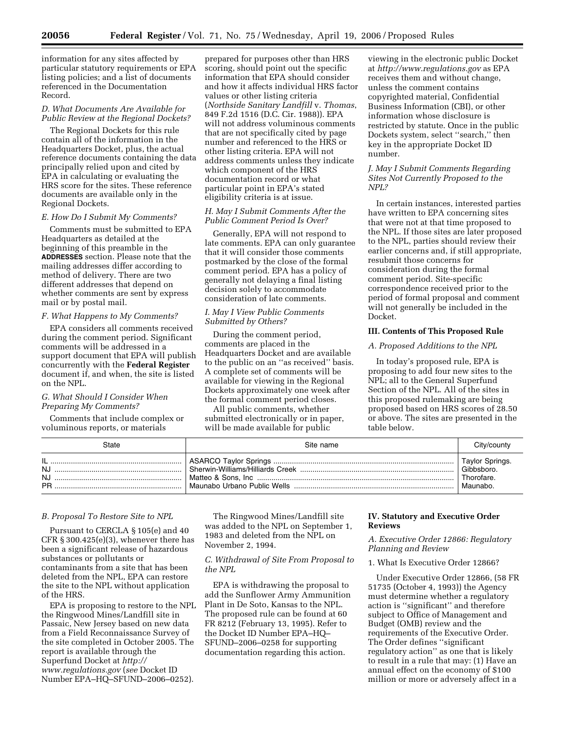information for any sites affected by particular statutory requirements or EPA listing policies; and a list of documents referenced in the Documentation Record.

*D. What Documents Are Available for Public Review at the Regional Dockets?*

The Regional Dockets for this rule contain all of the information in the Headquarters Docket, plus, the actual reference documents containing the data principally relied upon and cited by EPA in calculating or evaluating the HRS score for the sites. These reference documents are available only in the Regional Dockets.

*E. How Do I Submit My Comments?*

Comments must be submitted to EPA Headquarters as detailed at the beginning of this preamble in the **ADDRESSES** section. Please note that the mailing addresses differ according to method of delivery. There are two different addresses that depend on whether comments are sent by express mail or by postal mail.

*F. What Happens to My Comments?*

EPA considers all comments received during the comment period. Significant comments will be addressed in a support document that EPA will publish concurrently with the **Federal Register** document if, and when, the site is listed on the NPL.

*G. What Should I Consider When Preparing My Comments?*

Comments that include complex or voluminous reports, or materials prepared for purposes other than HRS scoring, should point out the specific information that EPA should consider and how it affects individual HRS factor values or other listing criteria (*Northside Sanitary Landfill* v. *Thomas*, 849 F.2d 1516 (D.C. Cir. 1988)). EPA will not address voluminous comments that are not specifically cited by page number and referenced to the HRS or other listing criteria. EPA will not address comments unless they indicate which component of the HRS documentation record or what particular point in EPA's stated eligibility criteria is at issue.

*H. May I Submit Comments After the Public Comment Period Is Over?*

Generally, EPA will not respond to late comments. EPA can only guarantee that it will consider those comments postmarked by the close of the formal comment period. EPA has a policy of generally not delaying a final listing decision solely to accommodate consideration of late comments.

*I. May I View Public Comments Submitted by Others?*

During the comment period, comments are placed in the Headquarters Docket and are available to the public on an ''as received'' basis. A complete set of comments will be available for viewing in the Regional Dockets approximately one week after the formal comment period closes.

All public comments, whether submitted electronically or in paper, will be made available for public viewing in the electronic public Docket at *http://www.regulations.gov* as EPA receives them and without change, unless the comment contains copyrighted material, Confidential Business Information (CBI), or other information whose disclosure is restricted by statute. Once in the public Dockets system, select ''search,'' then key in the appropriate Docket ID number.

*J. May I Submit Comments Regarding Sites Not Currently Proposed to the NPL?*

In certain instances, interested parties have written to EPA concerning sites that were not at that time proposed to the NPL. If those sites are later proposed to the NPL, parties should review their earlier concerns and, if still appropriate, resubmit those concerns for consideration during the formal comment period. Site-specific correspondence received prior to the period of formal proposal and comment will not generally be included in the Docket.

**III. Contents of This Proposed Rule**

*A. Proposed Additions to the NPL*

In today's proposed rule, EPA is proposing to add four new sites to the NPL; all to the General Superfund Section of the NPL. All of the sites in this proposed rulemaking are being proposed based on HRS scores of 28.50 or above. The sites are presented in the table below.

| State | Site name | City/county |
|---|---|---|
| IL | ASARCO Taylor Springs | Taylor Springs. |
| NJ | Sherwin-Williams/Hilliards Creek | Gibbsboro. |
| NJ | Matteo & Sons, Inc | Thorofare. |
| PR | Maunabo Urbano Public Wells | Maunabo. |

*B. Proposal To Restore Site to NPL*

Pursuant to CERCLA § 105(e) and 40 CFR § 300.425(e)(3), whenever there has been a significant release of hazardous substances or pollutants or contaminants from a site that has been deleted from the NPL, EPA can restore the site to the NPL without application of the HRS.

EPA is proposing to restore to the NPL the Ringwood Mines/Landfill site in Passaic, New Jersey based on new data from a Field Reconnaissance Survey of the site completed in October 2005. The report is available through the Superfund Docket at *http://www.regulations.gov* (*see* Docket ID Number EPA–HQ–SFUND–2006–0252).

The Ringwood Mines/Landfill site was added to the NPL on September 1, 1983 and deleted from the NPL on November 2, 1994.

*C. Withdrawal of Site From Proposal to the NPL*

EPA is withdrawing the proposal to add the Sunflower Army Ammunition Plant in De Soto, Kansas to the NPL. The proposed rule can be found at 60 FR 8212 (February 13, 1995). Refer to the Docket ID Number EPA–HQ–SFUND–2006–0258 for supporting documentation regarding this action.

**IV. Statutory and Executive Order Reviews**

*A. Executive Order 12866: Regulatory Planning and Review*

1. What Is Executive Order 12866?

Under Executive Order 12866, (58 FR 51735 (October 4, 1993)) the Agency must determine whether a regulatory action is ''significant'' and therefore subject to Office of Management and Budget (OMB) review and the requirements of the Executive Order. The Order defines ''significant regulatory action'' as one that is likely to result in a rule that may: (1) Have an annual effect on the economy of $100 million or more or adversely affect in a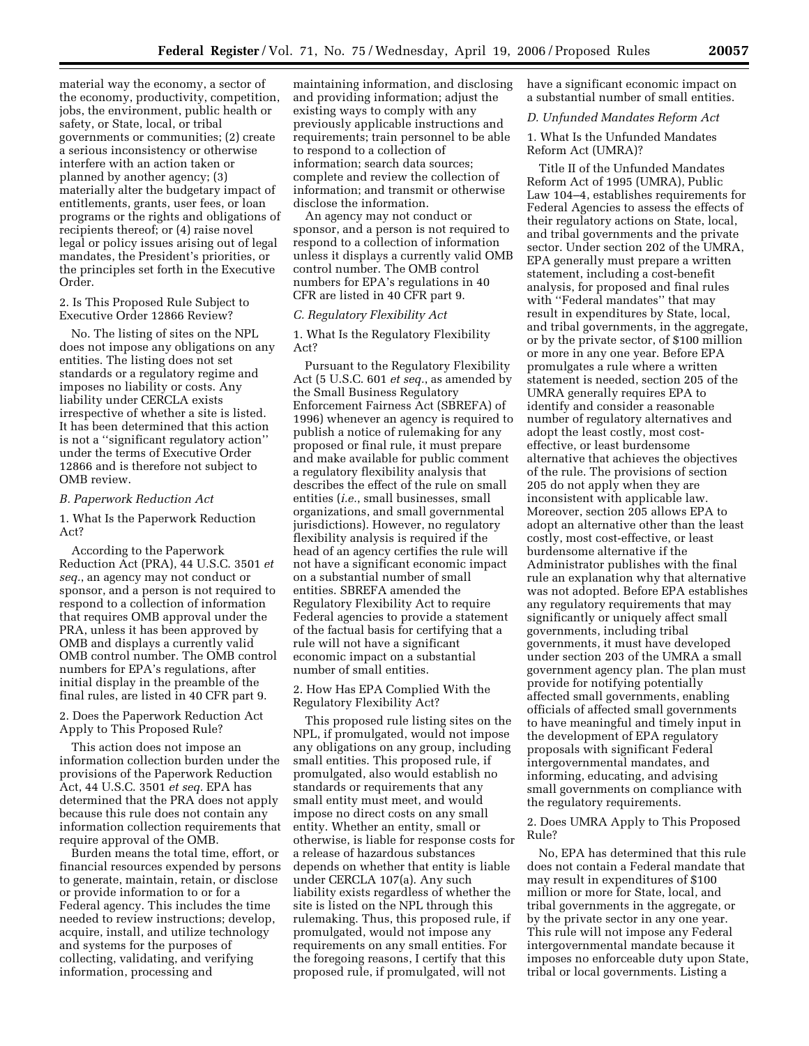material way the economy, a sector of the economy, productivity, competition, jobs, the environment, public health or safety, or State, local, or tribal governments or communities; (2) create a serious inconsistency or otherwise interfere with an action taken or planned by another agency; (3) materially alter the budgetary impact of entitlements, grants, user fees, or loan programs or the rights and obligations of recipients thereof; or (4) raise novel legal or policy issues arising out of legal mandates, the President's priorities, or the principles set forth in the Executive Order.

2. Is This Proposed Rule Subject to Executive Order 12866 Review?

No. The listing of sites on the NPL does not impose any obligations on any entities. The listing does not set standards or a regulatory regime and imposes no liability or costs. Any liability under CERCLA exists irrespective of whether a site is listed. It has been determined that this action is not a ''significant regulatory action'' under the terms of Executive Order 12866 and is therefore not subject to OMB review.

*B. Paperwork Reduction Act*

1. What Is the Paperwork Reduction Act?

According to the Paperwork Reduction Act (PRA), 44 U.S.C. 3501 *et seq.*, an agency may not conduct or sponsor, and a person is not required to respond to a collection of information that requires OMB approval under the PRA, unless it has been approved by OMB and displays a currently valid OMB control number. The OMB control numbers for EPA's regulations, after initial display in the preamble of the final rules, are listed in 40 CFR part 9.

2. Does the Paperwork Reduction Act Apply to This Proposed Rule?

This action does not impose an information collection burden under the provisions of the Paperwork Reduction Act, 44 U.S.C. 3501 *et seq.* EPA has determined that the PRA does not apply because this rule does not contain any information collection requirements that require approval of the OMB.

Burden means the total time, effort, or financial resources expended by persons to generate, maintain, retain, or disclose or provide information to or for a Federal agency. This includes the time needed to review instructions; develop, acquire, install, and utilize technology and systems for the purposes of collecting, validating, and verifying information, processing and maintaining information, and disclosing and providing information; adjust the existing ways to comply with any previously applicable instructions and requirements; train personnel to be able to respond to a collection of information; search data sources; complete and review the collection of information; and transmit or otherwise disclose the information.

An agency may not conduct or sponsor, and a person is not required to respond to a collection of information unless it displays a currently valid OMB control number. The OMB control numbers for EPA's regulations in 40 CFR are listed in 40 CFR part 9.

*C. Regulatory Flexibility Act*

1. What Is the Regulatory Flexibility Act?

Pursuant to the Regulatory Flexibility Act (5 U.S.C. 601 *et seq.*, as amended by the Small Business Regulatory Enforcement Fairness Act (SBREFA) of 1996) whenever an agency is required to publish a notice of rulemaking for any proposed or final rule, it must prepare and make available for public comment a regulatory flexibility analysis that describes the effect of the rule on small entities (*i.e.*, small businesses, small organizations, and small governmental jurisdictions). However, no regulatory flexibility analysis is required if the head of an agency certifies the rule will not have a significant economic impact on a substantial number of small entities. SBREFA amended the Regulatory Flexibility Act to require Federal agencies to provide a statement of the factual basis for certifying that a rule will not have a significant economic impact on a substantial number of small entities.

2. How Has EPA Complied With the Regulatory Flexibility Act?

This proposed rule listing sites on the NPL, if promulgated, would not impose any obligations on any group, including small entities. This proposed rule, if promulgated, also would establish no standards or requirements that any small entity must meet, and would impose no direct costs on any small entity. Whether an entity, small or otherwise, is liable for response costs for a release of hazardous substances depends on whether that entity is liable under CERCLA 107(a). Any such liability exists regardless of whether the site is listed on the NPL through this rulemaking. Thus, this proposed rule, if promulgated, would not impose any requirements on any small entities. For the foregoing reasons, I certify that this proposed rule, if promulgated, will not have a significant economic impact on a substantial number of small entities.

*D. Unfunded Mandates Reform Act*

1. What Is the Unfunded Mandates Reform Act (UMRA)?

Title II of the Unfunded Mandates Reform Act of 1995 (UMRA), Public Law 104–4, establishes requirements for Federal Agencies to assess the effects of their regulatory actions on State, local, and tribal governments and the private sector. Under section 202 of the UMRA, EPA generally must prepare a written statement, including a cost-benefit analysis, for proposed and final rules with ''Federal mandates'' that may result in expenditures by State, local, and tribal governments, in the aggregate, or by the private sector, of $100 million or more in any one year. Before EPA promulgates a rule where a written statement is needed, section 205 of the UMRA generally requires EPA to identify and consider a reasonable number of regulatory alternatives and adopt the least costly, most cost-effective, or least burdensome alternative that achieves the objectives of the rule. The provisions of section 205 do not apply when they are inconsistent with applicable law. Moreover, section 205 allows EPA to adopt an alternative other than the least costly, most cost-effective, or least burdensome alternative if the Administrator publishes with the final rule an explanation why that alternative was not adopted. Before EPA establishes any regulatory requirements that may significantly or uniquely affect small governments, including tribal governments, it must have developed under section 203 of the UMRA a small government agency plan. The plan must provide for notifying potentially affected small governments, enabling officials of affected small governments to have meaningful and timely input in the development of EPA regulatory proposals with significant Federal intergovernmental mandates, and informing, educating, and advising small governments on compliance with the regulatory requirements.

2. Does UMRA Apply to This Proposed Rule?

No, EPA has determined that this rule does not contain a Federal mandate that may result in expenditures of $100 million or more for State, local, and tribal governments in the aggregate, or by the private sector in any one year. This rule will not impose any Federal intergovernmental mandate because it imposes no enforceable duty upon State, tribal or local governments. Listing a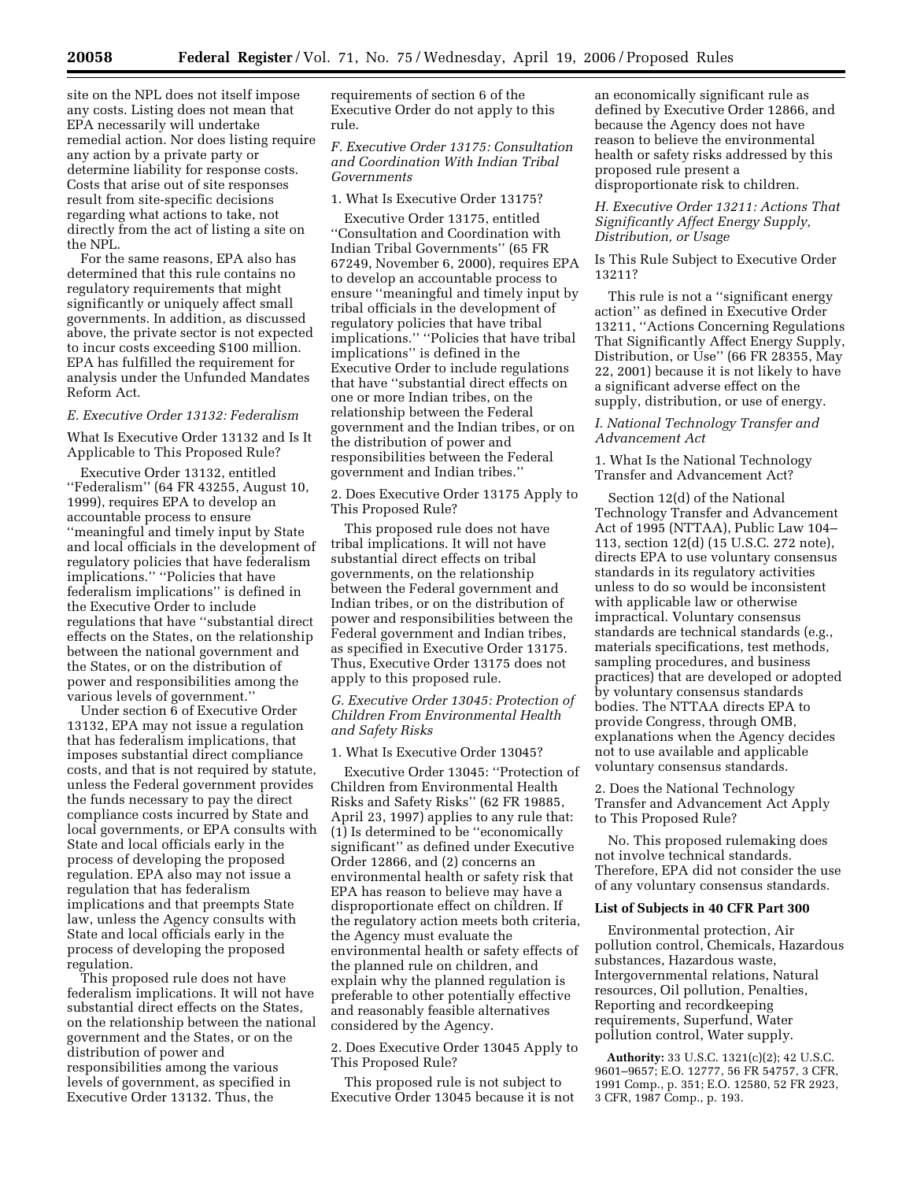site on the NPL does not itself impose any costs. Listing does not mean that EPA necessarily will undertake remedial action. Nor does listing require any action by a private party or determine liability for response costs. Costs that arise out of site responses result from site-specific decisions regarding what actions to take, not directly from the act of listing a site on the NPL.

For the same reasons, EPA also has determined that this rule contains no regulatory requirements that might significantly or uniquely affect small governments. In addition, as discussed above, the private sector is not expected to incur costs exceeding $100 million. EPA has fulfilled the requirement for analysis under the Unfunded Mandates Reform Act.

### *E. Executive Order 13132: Federalism*

What Is Executive Order 13132 and Is It Applicable to This Proposed Rule?

Executive Order 13132, entitled ''Federalism'' (64 FR 43255, August 10, 1999), requires EPA to develop an accountable process to ensure ''meaningful and timely input by State and local officials in the development of regulatory policies that have federalism implications.'' ''Policies that have federalism implications'' is defined in the Executive Order to include regulations that have ''substantial direct effects on the States, on the relationship between the national government and the States, or on the distribution of power and responsibilities among the various levels of government.''

Under section 6 of Executive Order 13132, EPA may not issue a regulation that has federalism implications, that imposes substantial direct compliance costs, and that is not required by statute, unless the Federal government provides the funds necessary to pay the direct compliance costs incurred by State and local governments, or EPA consults with State and local officials early in the process of developing the proposed regulation. EPA also may not issue a regulation that has federalism implications and that preempts State law, unless the Agency consults with State and local officials early in the process of developing the proposed regulation.

This proposed rule does not have federalism implications. It will not have substantial direct effects on the States, on the relationship between the national government and the States, or on the distribution of power and responsibilities among the various levels of government, as specified in Executive Order 13132. Thus, the requirements of section 6 of the Executive Order do not apply to this rule.

### *F. Executive Order 13175: Consultation and Coordination With Indian Tribal Governments*

1. What Is Executive Order 13175?

Executive Order 13175, entitled ''Consultation and Coordination with Indian Tribal Governments'' (65 FR 67249, November 6, 2000), requires EPA to develop an accountable process to ensure ''meaningful and timely input by tribal officials in the development of regulatory policies that have tribal implications.'' ''Policies that have tribal implications'' is defined in the Executive Order to include regulations that have ''substantial direct effects on one or more Indian tribes, on the relationship between the Federal government and the Indian tribes, or on the distribution of power and responsibilities between the Federal government and Indian tribes.''

2. Does Executive Order 13175 Apply to This Proposed Rule?

This proposed rule does not have tribal implications. It will not have substantial direct effects on tribal governments, on the relationship between the Federal government and Indian tribes, or on the distribution of power and responsibilities between the Federal government and Indian tribes, as specified in Executive Order 13175. Thus, Executive Order 13175 does not apply to this proposed rule.

### *G. Executive Order 13045: Protection of Children From Environmental Health and Safety Risks*

1. What Is Executive Order 13045?

Executive Order 13045: ''Protection of Children from Environmental Health Risks and Safety Risks'' (62 FR 19885, April 23, 1997) applies to any rule that: (1) Is determined to be ''economically significant'' as defined under Executive Order 12866, and (2) concerns an environmental health or safety risk that EPA has reason to believe may have a disproportionate effect on children. If the regulatory action meets both criteria, the Agency must evaluate the environmental health or safety effects of the planned rule on children, and explain why the planned regulation is preferable to other potentially effective and reasonably feasible alternatives considered by the Agency.

2. Does Executive Order 13045 Apply to This Proposed Rule?

This proposed rule is not subject to Executive Order 13045 because it is not an economically significant rule as defined by Executive Order 12866, and because the Agency does not have reason to believe the environmental health or safety risks addressed by this proposed rule present a disproportionate risk to children.

### *H. Executive Order 13211: Actions That Significantly Affect Energy Supply, Distribution, or Usage*

Is This Rule Subject to Executive Order 13211?

This rule is not a ''significant energy action'' as defined in Executive Order 13211, ''Actions Concerning Regulations That Significantly Affect Energy Supply, Distribution, or Use'' (66 FR 28355, May 22, 2001) because it is not likely to have a significant adverse effect on the supply, distribution, or use of energy.

### *I. National Technology Transfer and Advancement Act*

1. What Is the National Technology Transfer and Advancement Act?

Section 12(d) of the National Technology Transfer and Advancement Act of 1995 (NTTAA), Public Law 104–113, section 12(d) (15 U.S.C. 272 note), directs EPA to use voluntary consensus standards in its regulatory activities unless to do so would be inconsistent with applicable law or otherwise impractical. Voluntary consensus standards are technical standards (e.g., materials specifications, test methods, sampling procedures, and business practices) that are developed or adopted by voluntary consensus standards bodies. The NTTAA directs EPA to provide Congress, through OMB, explanations when the Agency decides not to use available and applicable voluntary consensus standards.

2. Does the National Technology Transfer and Advancement Act Apply to This Proposed Rule?

No. This proposed rulemaking does not involve technical standards. Therefore, EPA did not consider the use of any voluntary consensus standards.

**List of Subjects in 40 CFR Part 300**

Environmental protection, Air pollution control, Chemicals, Hazardous substances, Hazardous waste, Intergovernmental relations, Natural resources, Oil pollution, Penalties, Reporting and recordkeeping requirements, Superfund, Water pollution control, Water supply.

**Authority:** 33 U.S.C. 1321(c)(2); 42 U.S.C. 9601–9657; E.O. 12777, 56 FR 54757, 3 CFR, 1991 Comp., p. 351; E.O. 12580, 52 FR 2923, 3 CFR, 1987 Comp., p. 193.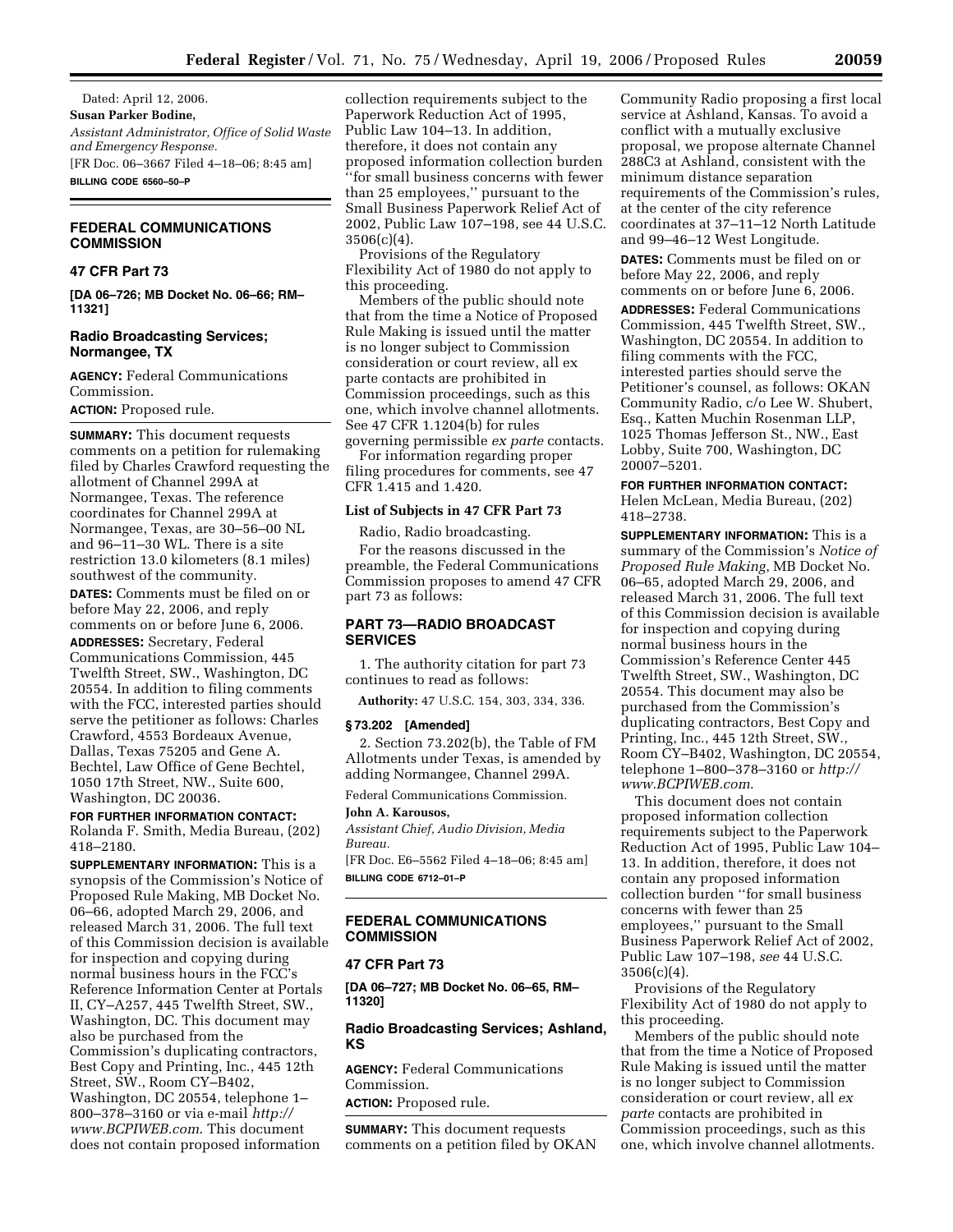Dated: April 12, 2006.

**Susan Parker Bodine,**

*Assistant Administrator, Office of Solid Waste and Emergency Response.*

[FR Doc. 06–3667 Filed 4–18–06; 8:45 am]

**BILLING CODE 6560–50–P**

---

## FEDERAL COMMUNICATIONS COMMISSION

### 47 CFR Part 73

**[DA 06–726; MB Docket No. 06–66; RM–11321]**

### Radio Broadcasting Services; Normangee, TX

**AGENCY:** Federal Communications Commission.

**ACTION:** Proposed rule.

**SUMMARY:** This document requests comments on a petition for rulemaking filed by Charles Crawford requesting the allotment of Channel 299A at Normangee, Texas. The reference coordinates for Channel 299A at Normangee, Texas, are 30–56–00 NL and 96–11–30 WL. There is a site restriction 13.0 kilometers (8.1 miles) southwest of the community.

**DATES:** Comments must be filed on or before May 22, 2006, and reply comments on or before June 6, 2006.

**ADDRESSES:** Secretary, Federal Communications Commission, 445 Twelfth Street, SW., Washington, DC 20554. In addition to filing comments with the FCC, interested parties should serve the petitioner as follows: Charles Crawford, 4553 Bordeaux Avenue, Dallas, Texas 75205 and Gene A. Bechtel, Law Office of Gene Bechtel, 1050 17th Street, NW., Suite 600, Washington, DC 20036.

**FOR FURTHER INFORMATION CONTACT:** Rolanda F. Smith, Media Bureau, (202) 418–2180.

**SUPPLEMENTARY INFORMATION:** This is a synopsis of the Commission's Notice of Proposed Rule Making, MB Docket No. 06–66, adopted March 29, 2006, and released March 31, 2006. The full text of this Commission decision is available for inspection and copying during normal business hours in the FCC's Reference Information Center at Portals II, CY–A257, 445 Twelfth Street, SW., Washington, DC. This document may also be purchased from the Commission's duplicating contractors, Best Copy and Printing, Inc., 445 12th Street, SW., Room CY–B402, Washington, DC 20554, telephone 1–800–378–3160 or via e-mail *http://www.BCPIWEB.com*. This document does not contain proposed information collection requirements subject to the Paperwork Reduction Act of 1995, Public Law 104–13. In addition, therefore, it does not contain any proposed information collection burden ''for small business concerns with fewer than 25 employees,'' pursuant to the Small Business Paperwork Relief Act of 2002, Public Law 107–198, see 44 U.S.C. 3506(c)(4).

Provisions of the Regulatory Flexibility Act of 1980 do not apply to this proceeding.

Members of the public should note that from the time a Notice of Proposed Rule Making is issued until the matter is no longer subject to Commission consideration or court review, all ex parte contacts are prohibited in Commission proceedings, such as this one, which involve channel allotments. See 47 CFR 1.1204(b) for rules governing permissible *ex parte* contacts.

For information regarding proper filing procedures for comments, see 47 CFR 1.415 and 1.420.

#### List of Subjects in 47 CFR Part 73

Radio, Radio broadcasting.

For the reasons discussed in the preamble, the Federal Communications Commission proposes to amend 47 CFR part 73 as follows:

### PART 73—RADIO BROADCAST SERVICES

1. The authority citation for part 73 continues to read as follows:

**Authority:** 47 U.S.C. 154, 303, 334, 336.

#### § 73.202 [Amended]

2. Section 73.202(b), the Table of FM Allotments under Texas, is amended by adding Normangee, Channel 299A.

Federal Communications Commission.

**John A. Karousos,**

*Assistant Chief, Audio Division, Media Bureau.*

[FR Doc. E6–5562 Filed 4–18–06; 8:45 am]

**BILLING CODE 6712–01–P**

---

## FEDERAL COMMUNICATIONS COMMISSION

### 47 CFR Part 73

**[DA 06–727; MB Docket No. 06–65, RM–11320]**

### Radio Broadcasting Services; Ashland, KS

**AGENCY:** Federal Communications Commission.

**ACTION:** Proposed rule.

**SUMMARY:** This document requests comments on a petition filed by OKAN Community Radio proposing a first local service at Ashland, Kansas. To avoid a conflict with a mutually exclusive proposal, we propose alternate Channel 288C3 at Ashland, consistent with the minimum distance separation requirements of the Commission's rules, at the center of the city reference coordinates at 37–11–12 North Latitude and 99–46–12 West Longitude.

**DATES:** Comments must be filed on or before May 22, 2006, and reply comments on or before June 6, 2006.

**ADDRESSES:** Federal Communications Commission, 445 Twelfth Street, SW., Washington, DC 20554. In addition to filing comments with the FCC, interested parties should serve the Petitioner's counsel, as follows: OKAN Community Radio, c/o Lee W. Shubert, Esq., Katten Muchin Rosenman LLP, 1025 Thomas Jefferson St., NW., East Lobby, Suite 700, Washington, DC 20007–5201.

**FOR FURTHER INFORMATION CONTACT:** Helen McLean, Media Bureau, (202) 418–2738.

**SUPPLEMENTARY INFORMATION:** This is a summary of the Commission's *Notice of Proposed Rule Making*, MB Docket No. 06–65, adopted March 29, 2006, and released March 31, 2006. The full text of this Commission decision is available for inspection and copying during normal business hours in the Commission's Reference Center 445 Twelfth Street, SW., Washington, DC 20554. This document may also be purchased from the Commission's duplicating contractors, Best Copy and Printing, Inc., 445 12th Street, SW., Room CY–B402, Washington, DC 20554, telephone 1–800–378–3160 or *http://www.BCPIWEB.com*.

This document does not contain proposed information collection requirements subject to the Paperwork Reduction Act of 1995, Public Law 104–13. In addition, therefore, it does not contain any proposed information collection burden ''for small business concerns with fewer than 25 employees,'' pursuant to the Small Business Paperwork Relief Act of 2002, Public Law 107–198, *see* 44 U.S.C. 3506(c)(4).

Provisions of the Regulatory Flexibility Act of 1980 do not apply to this proceeding.

Members of the public should note that from the time a Notice of Proposed Rule Making is issued until the matter is no longer subject to Commission consideration or court review, all *ex parte* contacts are prohibited in Commission proceedings, such as this one, which involve channel allotments.